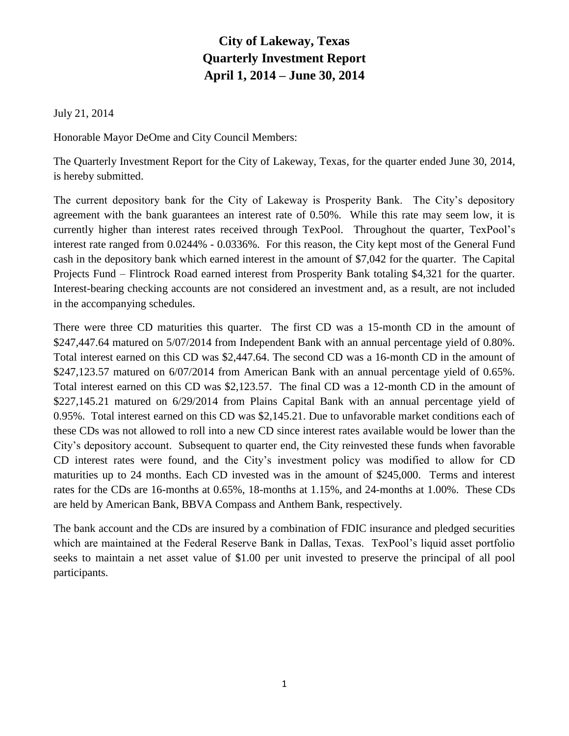# City of Lakeway, Texas
# Quarterly Investment Report
# April 1, 2014 – June 30, 2014

July 21, 2014

Honorable Mayor DeOme and City Council Members:

The Quarterly Investment Report for the City of Lakeway, Texas, for the quarter ended June 30, 2014, is hereby submitted.

The current depository bank for the City of Lakeway is Prosperity Bank. The City's depository agreement with the bank guarantees an interest rate of 0.50%. While this rate may seem low, it is currently higher than interest rates received through TexPool. Throughout the quarter, TexPool's interest rate ranged from 0.0244% - 0.0336%. For this reason, the City kept most of the General Fund cash in the depository bank which earned interest in the amount of $7,042 for the quarter. The Capital Projects Fund – Flintrock Road earned interest from Prosperity Bank totaling $4,321 for the quarter. Interest-bearing checking accounts are not considered an investment and, as a result, are not included in the accompanying schedules.

There were three CD maturities this quarter. The first CD was a 15-month CD in the amount of $247,447.64 matured on 5/07/2014 from Independent Bank with an annual percentage yield of 0.80%. Total interest earned on this CD was $2,447.64. The second CD was a 16-month CD in the amount of $247,123.57 matured on 6/07/2014 from American Bank with an annual percentage yield of 0.65%. Total interest earned on this CD was $2,123.57. The final CD was a 12-month CD in the amount of $227,145.21 matured on 6/29/2014 from Plains Capital Bank with an annual percentage yield of 0.95%. Total interest earned on this CD was $2,145.21. Due to unfavorable market conditions each of these CDs was not allowed to roll into a new CD since interest rates available would be lower than the City's depository account. Subsequent to quarter end, the City reinvested these funds when favorable CD interest rates were found, and the City's investment policy was modified to allow for CD maturities up to 24 months. Each CD invested was in the amount of $245,000. Terms and interest rates for the CDs are 16-months at 0.65%, 18-months at 1.15%, and 24-months at 1.00%. These CDs are held by American Bank, BBVA Compass and Anthem Bank, respectively.

The bank account and the CDs are insured by a combination of FDIC insurance and pledged securities which are maintained at the Federal Reserve Bank in Dallas, Texas. TexPool's liquid asset portfolio seeks to maintain a net asset value of $1.00 per unit invested to preserve the principal of all pool participants.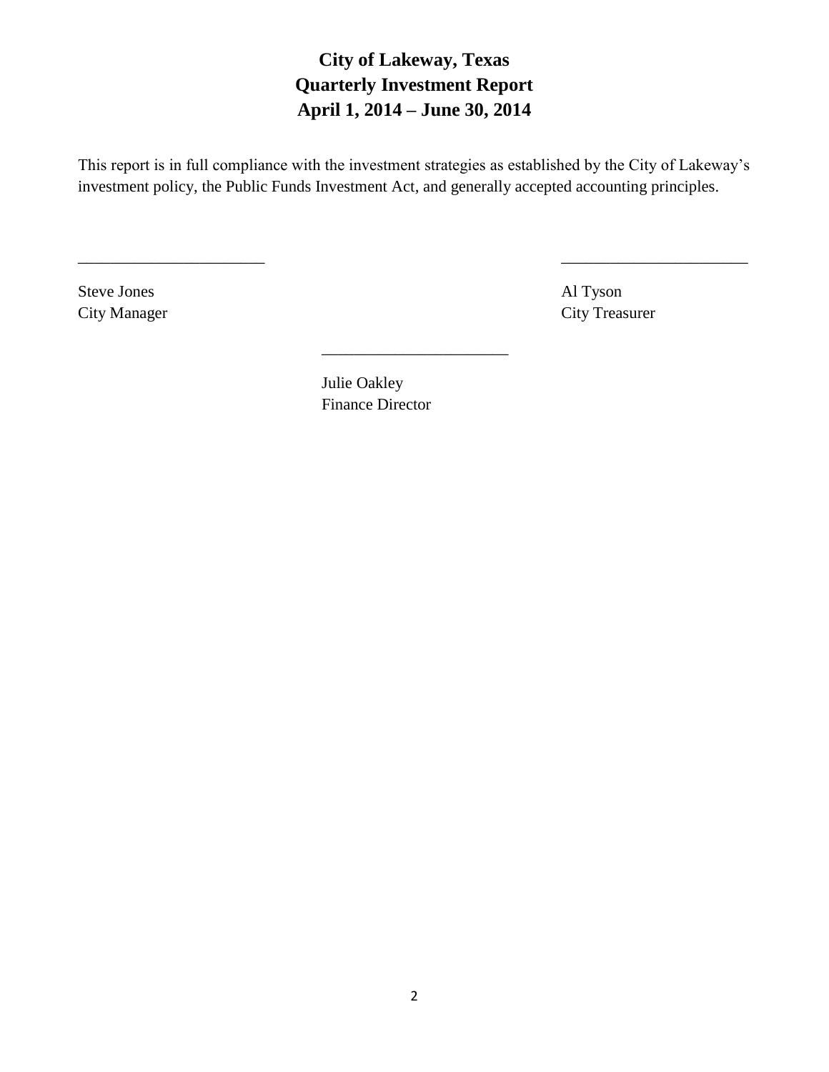# City of Lakeway, Texas
# Quarterly Investment Report
# April 1, 2014 – June 30, 2014

This report is in full compliance with the investment strategies as established by the City of Lakeway's investment policy, the Public Funds Investment Act, and generally accepted accounting principles.

_______________________

Steve Jones
City Manager

_______________________

Al Tyson
City Treasurer

_______________________

Julie Oakley
Finance Director